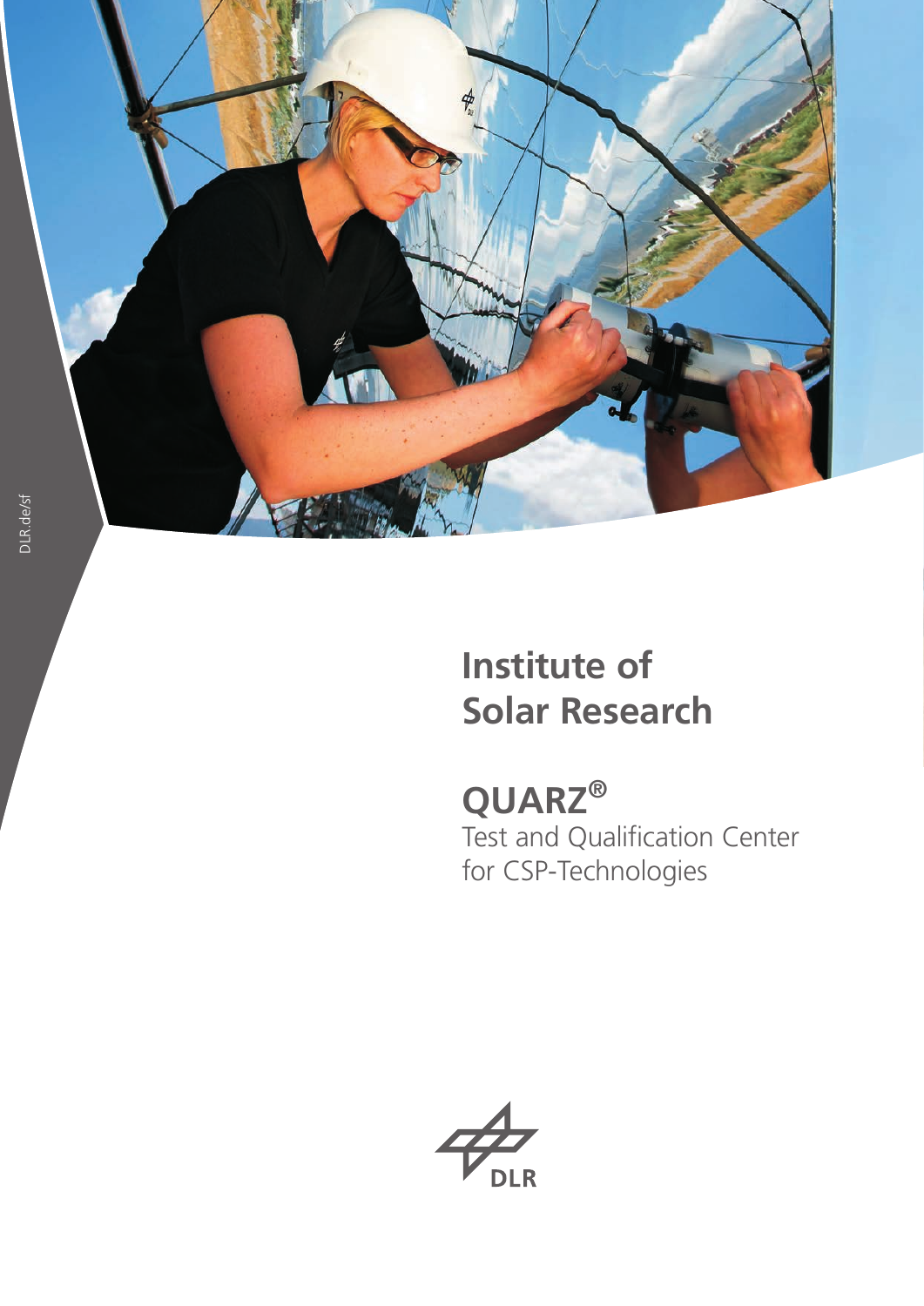DLR.de/sf

# Institute of Solar Research

## QUARZ®

Test and Qualification Center for CSP-Technologies

DLR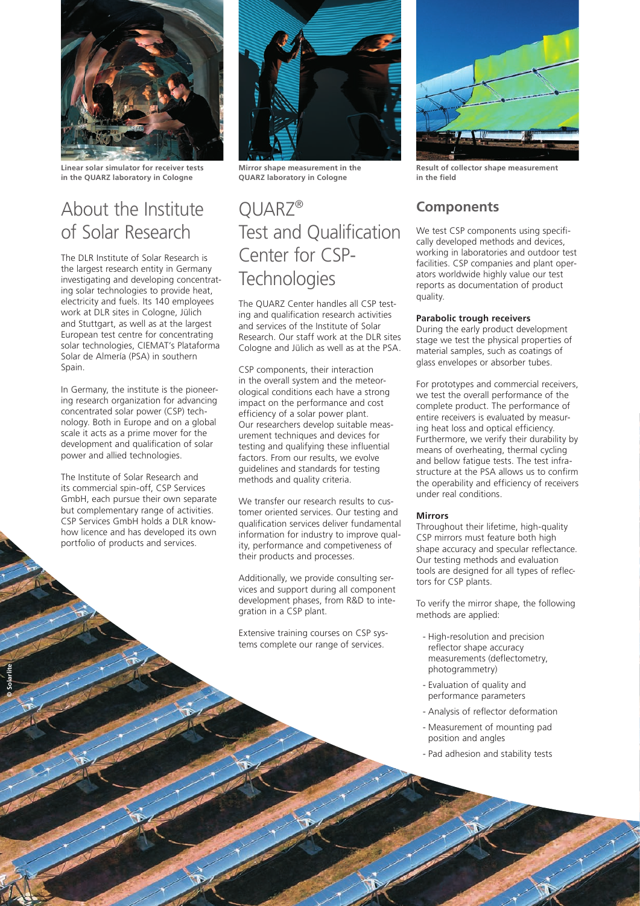Linear solar simulator for receiver tests in the QUARZ laboratory in Cologne

Mirror shape measurement in the QUARZ laboratory in Cologne

Result of collector shape measurement in the field

# About the Institute of Solar Research

The DLR Institute of Solar Research is the largest research entity in Germany investigating and developing concentrating solar technologies to provide heat, electricity and fuels. Its 140 employees work at DLR sites in Cologne, Jülich and Stuttgart, as well as at the largest European test centre for concentrating solar technologies, CIEMAT's Plataforma Solar de Almería (PSA) in southern Spain.

In Germany, the institute is the pioneering research organization for advancing concentrated solar power (CSP) technology. Both in Europe and on a global scale it acts as a prime mover for the development and qualification of solar power and allied technologies.

The Institute of Solar Research and its commercial spin-off, CSP Services GmbH, each pursue their own separate but complementary range of activities. CSP Services GmbH holds a DLR know-how licence and has developed its own portfolio of products and services.

# QUARZ® Test and Qualification Center for CSP-Technologies

The QUARZ Center handles all CSP testing and qualification research activities and services of the Institute of Solar Research. Our staff work at the DLR sites Cologne and Jülich as well as at the PSA.

CSP components, their interaction in the overall system and the meteorological conditions each have a strong impact on the performance and cost efficiency of a solar power plant. Our researchers develop suitable measurement techniques and devices for testing and qualifying these influential factors. From our results, we evolve guidelines and standards for testing methods and quality criteria.

We transfer our research results to customer oriented services. Our testing and qualification services deliver fundamental information for industry to improve quality, performance and competiveness of their products and processes.

Additionally, we provide consulting services and support during all component development phases, from R&D to integration in a CSP plant.

Extensive training courses on CSP systems complete our range of services.

## Components

We test CSP components using specifically developed methods and devices, working in laboratories and outdoor test facilities. CSP companies and plant operators worldwide highly value our test reports as documentation of product quality.

**Parabolic trough receivers**

During the early product development stage we test the physical properties of material samples, such as coatings of glass envelopes or absorber tubes.

For prototypes and commercial receivers, we test the overall performance of the complete product. The performance of entire receivers is evaluated by measuring heat loss and optical efficiency. Furthermore, we verify their durability by means of overheating, thermal cycling and bellow fatigue tests. The test infrastructure at the PSA allows us to confirm the operability and efficiency of receivers under real conditions.

**Mirrors**

Throughout their lifetime, high-quality CSP mirrors must feature both high shape accuracy and specular reflectance. Our testing methods and evaluation tools are designed for all types of reflectors for CSP plants.

To verify the mirror shape, the following methods are applied:

- High-resolution and precision reflector shape accuracy measurements (deflectometry, photogrammetry)
- Evaluation of quality and performance parameters
- Analysis of reflector deformation
- Measurement of mounting pad position and angles
- Pad adhesion and stability tests

© Solarlite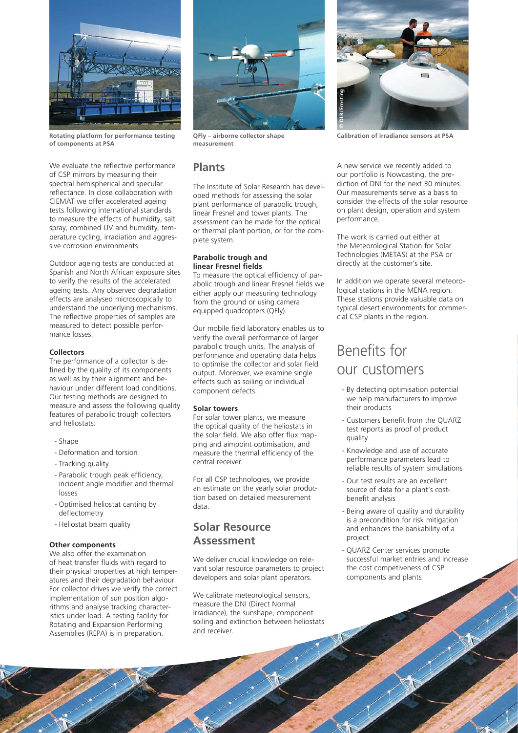Rotating platform for performance testing of components at PSA

QFly – airborne collector shape measurement

Calibration of irradiance sensors at PSA

We evaluate the reflective performance of CSP mirrors by measuring their spectral hemispherical and specular reflectance. In close collaboration with CIEMAT we offer accelerated ageing tests following international standards to measure the effects of humidity, salt spray, combined UV and humidity, temperature cycling, irradiation and aggressive corrosion environments.

Outdoor ageing tests are conducted at Spanish and North African exposure sites to verify the results of the accelerated ageing tests. Any observed degradation effects are analysed microscopically to understand the underlying mechanisms. The reflective properties of samples are measured to detect possible performance losses.

**Collectors**

The performance of a collector is defined by the quality of its components as well as by their alignment and behaviour under different load conditions. Our testing methods are designed to measure and assess the following quality features of parabolic trough collectors and heliostats:

- Shape
- Deformation and torsion
- Tracking quality
- Parabolic trough peak efficiency, incident angle modifier and thermal losses
- Optimised heliostat canting by deflectometry
- Heliostat beam quality

**Other components**

We also offer the examination of heat transfer fluids with regard to their physical properties at high temperatures and their degradation behaviour. For collector drives we verify the correct implementation of sun position algorithms and analyse tracking characteristics under load. A testing facility for Rotating and Expansion Performing Assemblies (REPA) is in preparation.

## Plants

The Institute of Solar Research has developed methods for assessing the solar plant performance of parabolic trough, linear Fresnel and tower plants. The assessment can be made for the optical or thermal plant portion, or for the complete system.

**Parabolic trough and linear Fresnel fields**

To measure the optical efficiency of parabolic trough and linear Fresnel fields we either apply our measuring technology from the ground or using camera equipped quadcopters (QFly).

Our mobile field laboratory enables us to verify the overall performance of larger parabolic trough units. The analysis of performance and operating data helps to optimise the collector and solar field output. Moreover, we examine single effects such as soiling or individual component defects.

**Solar towers**

For solar tower plants, we measure the optical quality of the heliostats in the solar field. We also offer flux mapping and aimpoint optimisation, and measure the thermal efficiency of the central receiver.

For all CSP technologies, we provide an estimate on the yearly solar production based on detailed measurement data.

## Solar Resource Assessment

We deliver crucial knowledge on relevant solar resource parameters to project developers and solar plant operators.

We calibrate meteorological sensors, measure the DNI (Direct Normal Irradiance), the sunshape, component soiling and extinction between heliostats and receiver.

A new service we recently added to our portfolio is Nowcasting, the prediction of DNI for the next 30 minutes. Our measurements serve as a basis to consider the effects of the solar resource on plant design, operation and system performance.

The work is carried out either at the Meteorological Station for Solar Technologies (METAS) at the PSA or directly at the customer's site.

In addition we operate several meteorological stations in the MENA region. These stations provide valuable data on typical desert environments for commercial CSP plants in the region.

# Benefits for our customers

- By detecting optimisation potential we help manufacturers to improve their products
- Customers benefit from the QUARZ test reports as proof of product quality
- Knowledge and use of accurate performance parameters lead to reliable results of system simulations
- Our test results are an excellent source of data for a plant's cost-benefit analysis
- Being aware of quality and durability is a precondition for risk mitigation and enhances the bankability of a project
- QUARZ Center services promote successful market entries and increase the cost competiveness of CSP components and plants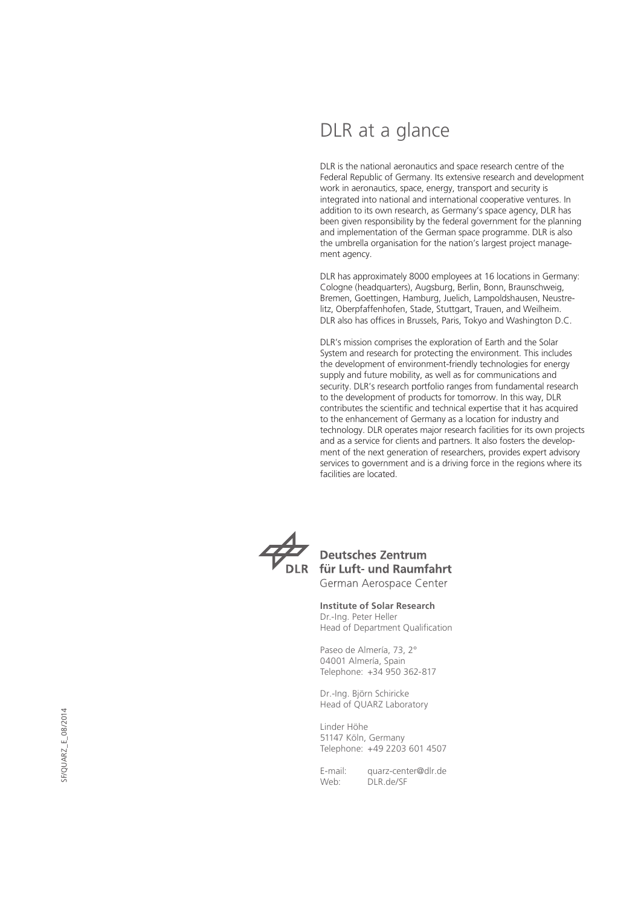# DLR at a glance

DLR is the national aeronautics and space research centre of the Federal Republic of Germany. Its extensive research and development work in aeronautics, space, energy, transport and security is integrated into national and international cooperative ventures. In addition to its own research, as Germany's space agency, DLR has been given responsibility by the federal government for the planning and implementation of the German space programme. DLR is also the umbrella organisation for the nation's largest project management agency.

DLR has approximately 8000 employees at 16 locations in Germany: Cologne (headquarters), Augsburg, Berlin, Bonn, Braunschweig, Bremen, Goettingen, Hamburg, Juelich, Lampoldshausen, Neustrelitz, Oberpfaffenhofen, Stade, Stuttgart, Trauen, and Weilheim. DLR also has offices in Brussels, Paris, Tokyo and Washington D.C.

DLR's mission comprises the exploration of Earth and the Solar System and research for protecting the environment. This includes the development of environment-friendly technologies for energy supply and future mobility, as well as for communications and security. DLR's research portfolio ranges from fundamental research to the development of products for tomorrow. In this way, DLR contributes the scientific and technical expertise that it has acquired to the enhancement of Germany as a location for industry and technology. DLR operates major research facilities for its own projects and as a service for clients and partners. It also fosters the development of the next generation of researchers, provides expert advisory services to government and is a driving force in the regions where its facilities are located.

**Deutsches Zentrum für Luft- und Raumfahrt**
German Aerospace Center

**Institute of Solar Research**
Dr.-Ing. Peter Heller
Head of Department Qualification

Paseo de Almería, 73, 2°
04001 Almería, Spain
Telephone: +34 950 362-817

Dr.-Ing. Björn Schiricke
Head of QUARZ Laboratory

Linder Höhe
51147 Köln, Germany
Telephone: +49 2203 601 4507

E-mail: quarz-center@dlr.de
Web: DLR.de/SF

SF/QUARZ_E_08/2014